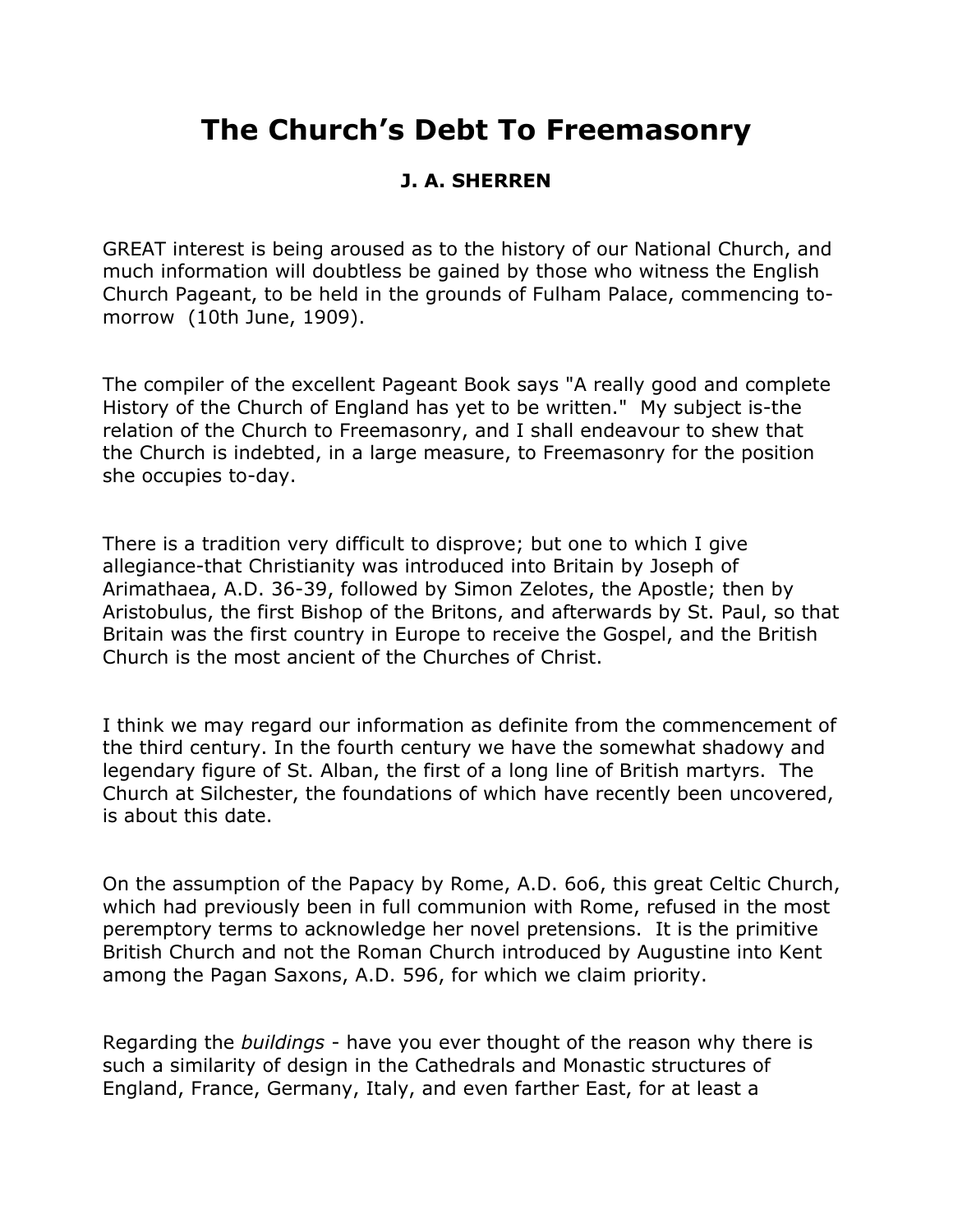# The Church's Debt To Freemasonry

**J. A. SHERREN**

GREAT interest is being aroused as to the history of our National Church, and much information will doubtless be gained by those who witness the English Church Pageant, to be held in the grounds of Fulham Palace, commencing to-morrow (10th June, 1909).

The compiler of the excellent Pageant Book says "A really good and complete History of the Church of England has yet to be written." My subject is-the relation of the Church to Freemasonry, and I shall endeavour to shew that the Church is indebted, in a large measure, to Freemasonry for the position she occupies to-day.

There is a tradition very difficult to disprove; but one to which I give allegiance-that Christianity was introduced into Britain by Joseph of Arimathaea, A.D. 36-39, followed by Simon Zelotes, the Apostle; then by Aristobulus, the first Bishop of the Britons, and afterwards by St. Paul, so that Britain was the first country in Europe to receive the Gospel, and the British Church is the most ancient of the Churches of Christ.

I think we may regard our information as definite from the commencement of the third century. In the fourth century we have the somewhat shadowy and legendary figure of St. Alban, the first of a long line of British martyrs. The Church at Silchester, the foundations of which have recently been uncovered, is about this date.

On the assumption of the Papacy by Rome, A.D. 6o6, this great Celtic Church, which had previously been in full communion with Rome, refused in the most peremptory terms to acknowledge her novel pretensions. It is the primitive British Church and not the Roman Church introduced by Augustine into Kent among the Pagan Saxons, A.D. 596, for which we claim priority.

Regarding the *buildings* - have you ever thought of the reason why there is such a similarity of design in the Cathedrals and Monastic structures of England, France, Germany, Italy, and even farther East, for at least a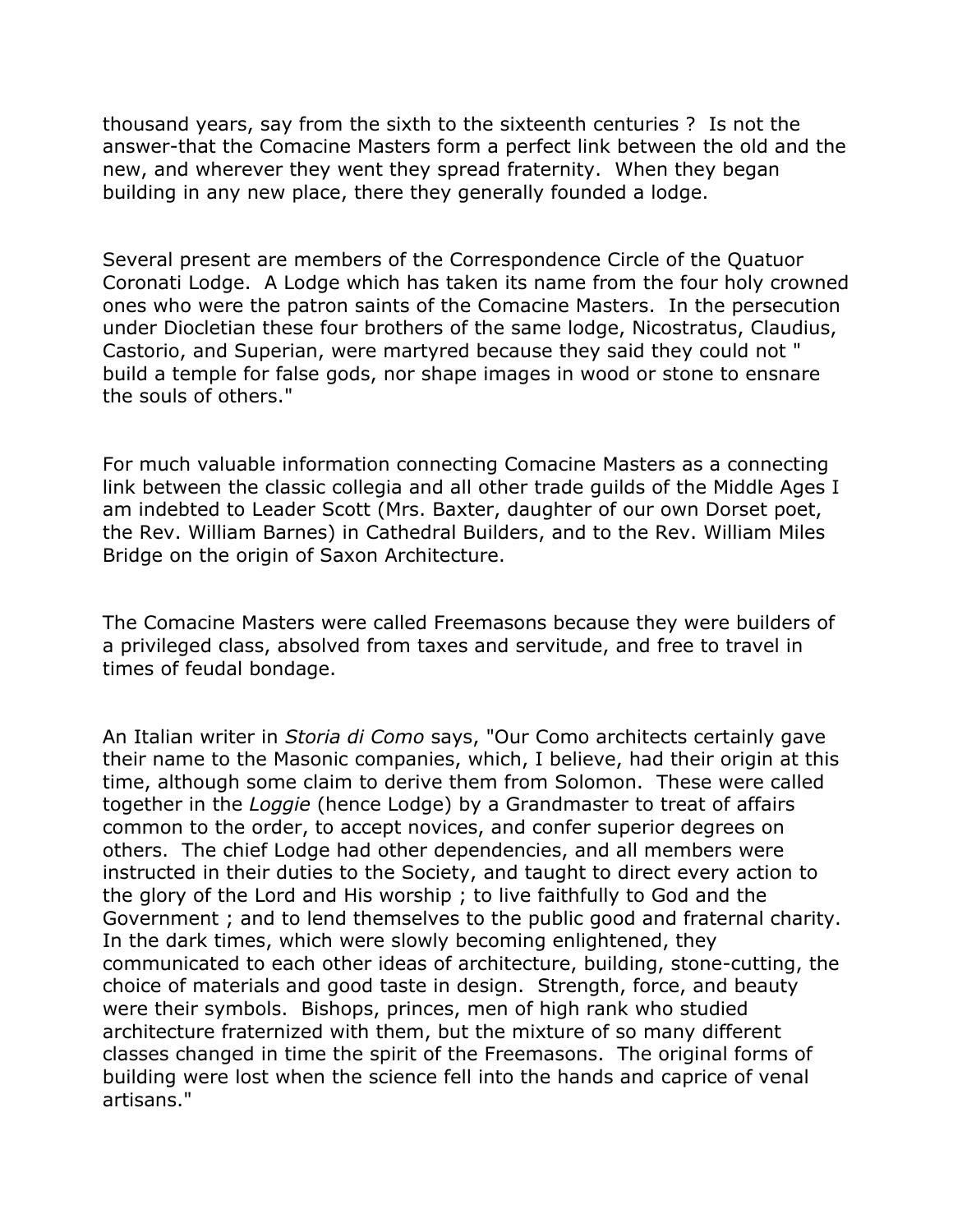thousand years, say from the sixth to the sixteenth centuries ? Is not the answer-that the Comacine Masters form a perfect link between the old and the new, and wherever they went they spread fraternity. When they began building in any new place, there they generally founded a lodge.

Several present are members of the Correspondence Circle of the Quatuor Coronati Lodge. A Lodge which has taken its name from the four holy crowned ones who were the patron saints of the Comacine Masters. In the persecution under Diocletian these four brothers of the same lodge, Nicostratus, Claudius, Castorio, and Superian, were martyred because they said they could not " build a temple for false gods, nor shape images in wood or stone to ensnare the souls of others."

For much valuable information connecting Comacine Masters as a connecting link between the classic collegia and all other trade guilds of the Middle Ages I am indebted to Leader Scott (Mrs. Baxter, daughter of our own Dorset poet, the Rev. William Barnes) in Cathedral Builders, and to the Rev. William Miles Bridge on the origin of Saxon Architecture.

The Comacine Masters were called Freemasons because they were builders of a privileged class, absolved from taxes and servitude, and free to travel in times of feudal bondage.

An Italian writer in *Storia di Como* says, "Our Como architects certainly gave their name to the Masonic companies, which, I believe, had their origin at this time, although some claim to derive them from Solomon. These were called together in the *Loggie* (hence Lodge) by a Grandmaster to treat of affairs common to the order, to accept novices, and confer superior degrees on others. The chief Lodge had other dependencies, and all members were instructed in their duties to the Society, and taught to direct every action to the glory of the Lord and His worship ; to live faithfully to God and the Government ; and to lend themselves to the public good and fraternal charity. In the dark times, which were slowly becoming enlightened, they communicated to each other ideas of architecture, building, stone-cutting, the choice of materials and good taste in design. Strength, force, and beauty were their symbols. Bishops, princes, men of high rank who studied architecture fraternized with them, but the mixture of so many different classes changed in time the spirit of the Freemasons. The original forms of building were lost when the science fell into the hands and caprice of venal artisans."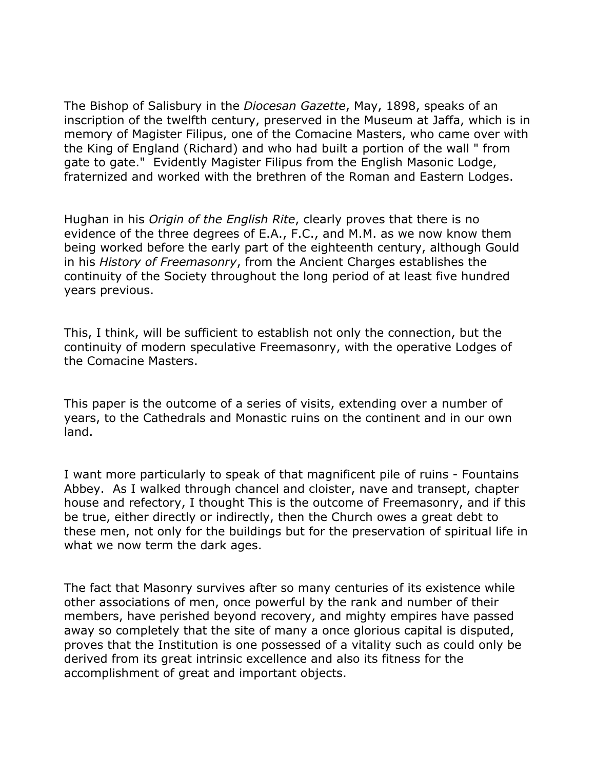The Bishop of Salisbury in the *Diocesan Gazette*, May, 1898, speaks of an inscription of the twelfth century, preserved in the Museum at Jaffa, which is in memory of Magister Filipus, one of the Comacine Masters, who came over with the King of England (Richard) and who had built a portion of the wall " from gate to gate." Evidently Magister Filipus from the English Masonic Lodge, fraternized and worked with the brethren of the Roman and Eastern Lodges.

Hughan in his *Origin of the English Rite*, clearly proves that there is no evidence of the three degrees of E.A., F.C., and M.M. as we now know them being worked before the early part of the eighteenth century, although Gould in his *History of Freemasonry*, from the Ancient Charges establishes the continuity of the Society throughout the long period of at least five hundred years previous.

This, I think, will be sufficient to establish not only the connection, but the continuity of modern speculative Freemasonry, with the operative Lodges of the Comacine Masters.

This paper is the outcome of a series of visits, extending over a number of years, to the Cathedrals and Monastic ruins on the continent and in our own land.

I want more particularly to speak of that magnificent pile of ruins - Fountains Abbey. As I walked through chancel and cloister, nave and transept, chapter house and refectory, I thought This is the outcome of Freemasonry, and if this be true, either directly or indirectly, then the Church owes a great debt to these men, not only for the buildings but for the preservation of spiritual life in what we now term the dark ages.

The fact that Masonry survives after so many centuries of its existence while other associations of men, once powerful by the rank and number of their members, have perished beyond recovery, and mighty empires have passed away so completely that the site of many a once glorious capital is disputed, proves that the Institution is one possessed of a vitality such as could only be derived from its great intrinsic excellence and also its fitness for the accomplishment of great and important objects.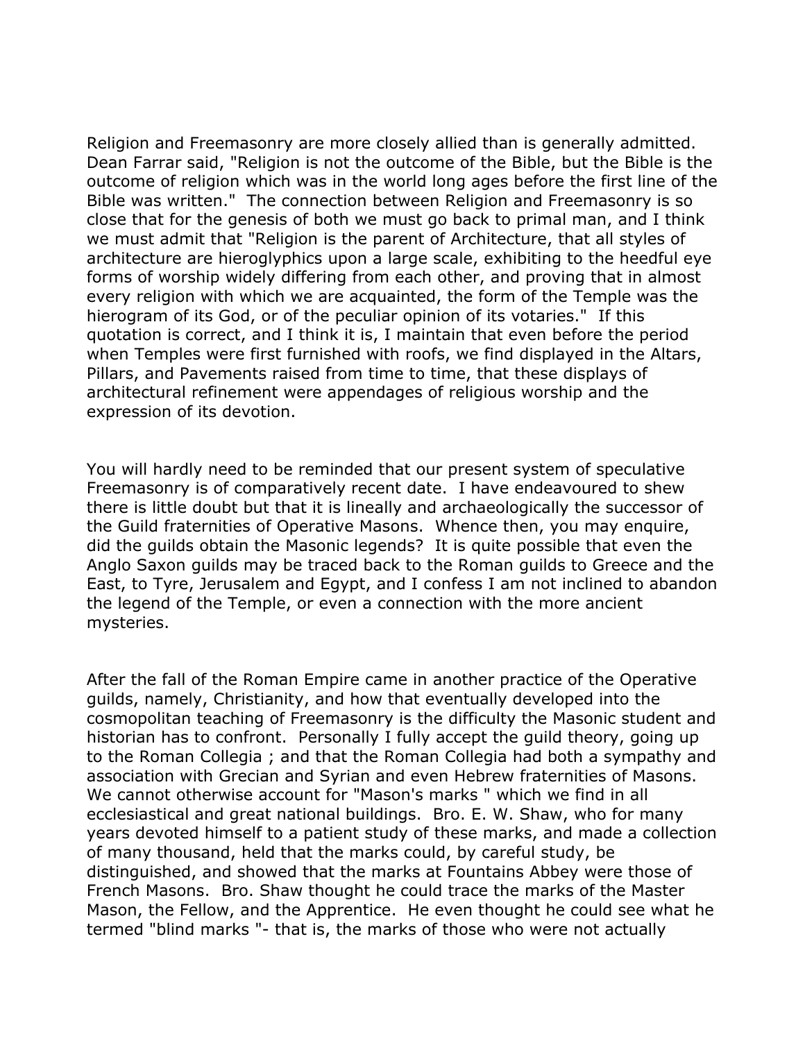Religion and Freemasonry are more closely allied than is generally admitted. Dean Farrar said, "Religion is not the outcome of the Bible, but the Bible is the outcome of religion which was in the world long ages before the first line of the Bible was written." The connection between Religion and Freemasonry is so close that for the genesis of both we must go back to primal man, and I think we must admit that "Religion is the parent of Architecture, that all styles of architecture are hieroglyphics upon a large scale, exhibiting to the heedful eye forms of worship widely differing from each other, and proving that in almost every religion with which we are acquainted, the form of the Temple was the hierogram of its God, or of the peculiar opinion of its votaries." If this quotation is correct, and I think it is, I maintain that even before the period when Temples were first furnished with roofs, we find displayed in the Altars, Pillars, and Pavements raised from time to time, that these displays of architectural refinement were appendages of religious worship and the expression of its devotion.

You will hardly need to be reminded that our present system of speculative Freemasonry is of comparatively recent date. I have endeavoured to shew there is little doubt but that it is lineally and archaeologically the successor of the Guild fraternities of Operative Masons. Whence then, you may enquire, did the guilds obtain the Masonic legends? It is quite possible that even the Anglo Saxon guilds may be traced back to the Roman guilds to Greece and the East, to Tyre, Jerusalem and Egypt, and I confess I am not inclined to abandon the legend of the Temple, or even a connection with the more ancient mysteries.

After the fall of the Roman Empire came in another practice of the Operative guilds, namely, Christianity, and how that eventually developed into the cosmopolitan teaching of Freemasonry is the difficulty the Masonic student and historian has to confront. Personally I fully accept the guild theory, going up to the Roman Collegia ; and that the Roman Collegia had both a sympathy and association with Grecian and Syrian and even Hebrew fraternities of Masons. We cannot otherwise account for "Mason's marks " which we find in all ecclesiastical and great national buildings. Bro. E. W. Shaw, who for many years devoted himself to a patient study of these marks, and made a collection of many thousand, held that the marks could, by careful study, be distinguished, and showed that the marks at Fountains Abbey were those of French Masons. Bro. Shaw thought he could trace the marks of the Master Mason, the Fellow, and the Apprentice. He even thought he could see what he termed "blind marks "- that is, the marks of those who were not actually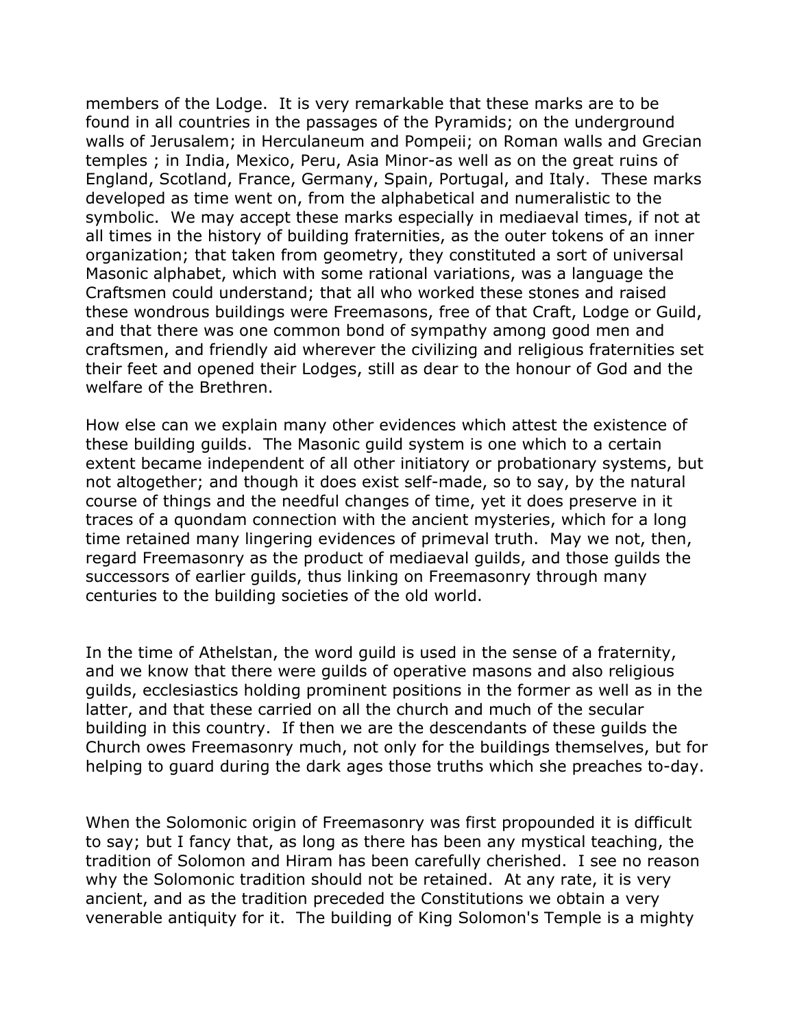members of the Lodge. It is very remarkable that these marks are to be found in all countries in the passages of the Pyramids; on the underground walls of Jerusalem; in Herculaneum and Pompeii; on Roman walls and Grecian temples ; in India, Mexico, Peru, Asia Minor-as well as on the great ruins of England, Scotland, France, Germany, Spain, Portugal, and Italy. These marks developed as time went on, from the alphabetical and numeralistic to the symbolic. We may accept these marks especially in mediaeval times, if not at all times in the history of building fraternities, as the outer tokens of an inner organization; that taken from geometry, they constituted a sort of universal Masonic alphabet, which with some rational variations, was a language the Craftsmen could understand; that all who worked these stones and raised these wondrous buildings were Freemasons, free of that Craft, Lodge or Guild, and that there was one common bond of sympathy among good men and craftsmen, and friendly aid wherever the civilizing and religious fraternities set their feet and opened their Lodges, still as dear to the honour of God and the welfare of the Brethren.

How else can we explain many other evidences which attest the existence of these building guilds. The Masonic guild system is one which to a certain extent became independent of all other initiatory or probationary systems, but not altogether; and though it does exist self-made, so to say, by the natural course of things and the needful changes of time, yet it does preserve in it traces of a quondam connection with the ancient mysteries, which for a long time retained many lingering evidences of primeval truth. May we not, then, regard Freemasonry as the product of mediaeval guilds, and those guilds the successors of earlier guilds, thus linking on Freemasonry through many centuries to the building societies of the old world.

In the time of Athelstan, the word guild is used in the sense of a fraternity, and we know that there were guilds of operative masons and also religious guilds, ecclesiastics holding prominent positions in the former as well as in the latter, and that these carried on all the church and much of the secular building in this country. If then we are the descendants of these guilds the Church owes Freemasonry much, not only for the buildings themselves, but for helping to guard during the dark ages those truths which she preaches to-day.

When the Solomonic origin of Freemasonry was first propounded it is difficult to say; but I fancy that, as long as there has been any mystical teaching, the tradition of Solomon and Hiram has been carefully cherished. I see no reason why the Solomonic tradition should not be retained. At any rate, it is very ancient, and as the tradition preceded the Constitutions we obtain a very venerable antiquity for it. The building of King Solomon's Temple is a mighty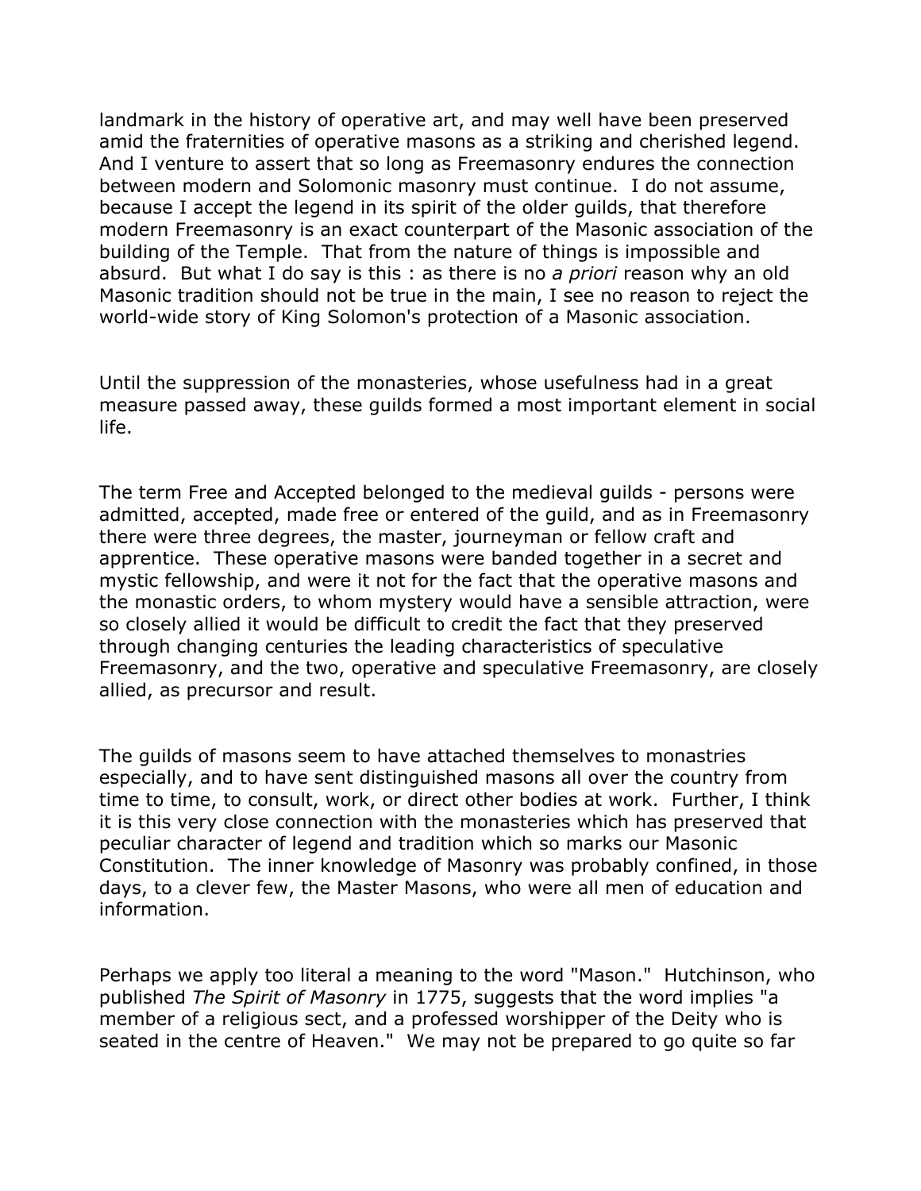landmark in the history of operative art, and may well have been preserved amid the fraternities of operative masons as a striking and cherished legend. And I venture to assert that so long as Freemasonry endures the connection between modern and Solomonic masonry must continue. I do not assume, because I accept the legend in its spirit of the older guilds, that therefore modern Freemasonry is an exact counterpart of the Masonic association of the building of the Temple. That from the nature of things is impossible and absurd. But what I do say is this : as there is no *a priori* reason why an old Masonic tradition should not be true in the main, I see no reason to reject the world-wide story of King Solomon's protection of a Masonic association.

Until the suppression of the monasteries, whose usefulness had in a great measure passed away, these guilds formed a most important element in social life.

The term Free and Accepted belonged to the medieval guilds - persons were admitted, accepted, made free or entered of the guild, and as in Freemasonry there were three degrees, the master, journeyman or fellow craft and apprentice. These operative masons were banded together in a secret and mystic fellowship, and were it not for the fact that the operative masons and the monastic orders, to whom mystery would have a sensible attraction, were so closely allied it would be difficult to credit the fact that they preserved through changing centuries the leading characteristics of speculative Freemasonry, and the two, operative and speculative Freemasonry, are closely allied, as precursor and result.

The guilds of masons seem to have attached themselves to monastries especially, and to have sent distinguished masons all over the country from time to time, to consult, work, or direct other bodies at work. Further, I think it is this very close connection with the monasteries which has preserved that peculiar character of legend and tradition which so marks our Masonic Constitution. The inner knowledge of Masonry was probably confined, in those days, to a clever few, the Master Masons, who were all men of education and information.

Perhaps we apply too literal a meaning to the word "Mason." Hutchinson, who published *The Spirit of Masonry* in 1775, suggests that the word implies "a member of a religious sect, and a professed worshipper of the Deity who is seated in the centre of Heaven." We may not be prepared to go quite so far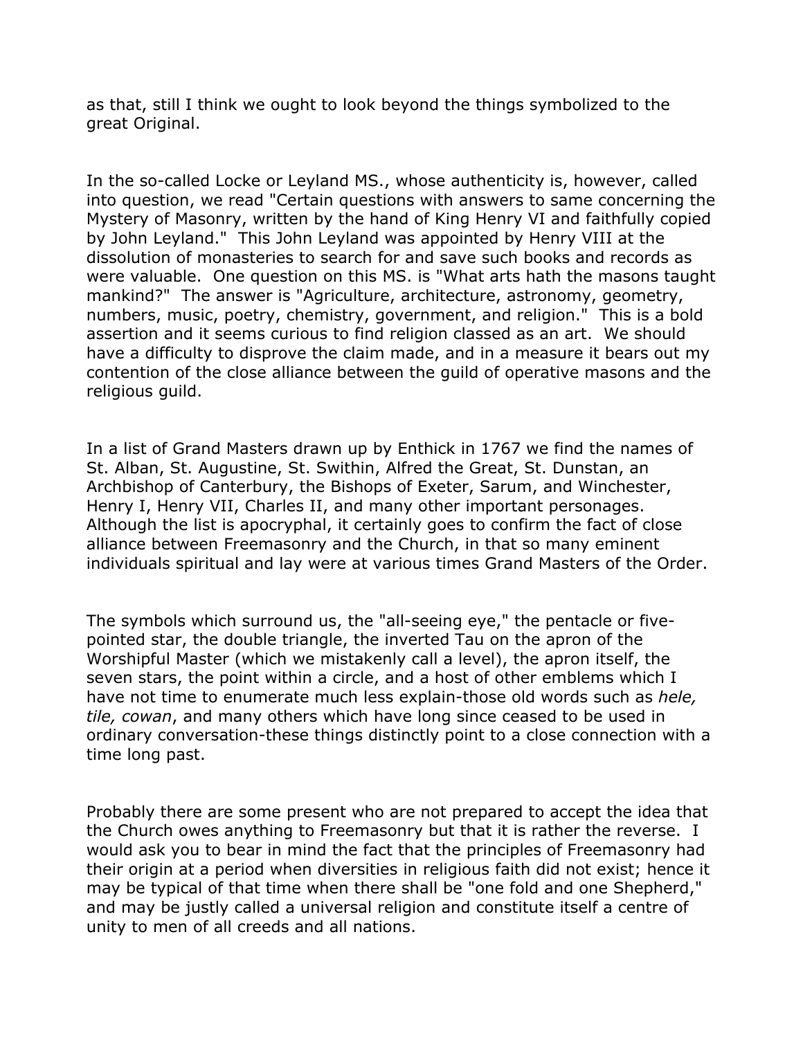as that, still I think we ought to look beyond the things symbolized to the great Original.

In the so-called Locke or Leyland MS., whose authenticity is, however, called into question, we read "Certain questions with answers to same concerning the Mystery of Masonry, written by the hand of King Henry VI and faithfully copied by John Leyland." This John Leyland was appointed by Henry VIII at the dissolution of monasteries to search for and save such books and records as were valuable. One question on this MS. is "What arts hath the masons taught mankind?" The answer is "Agriculture, architecture, astronomy, geometry, numbers, music, poetry, chemistry, government, and religion." This is a bold assertion and it seems curious to find religion classed as an art. We should have a difficulty to disprove the claim made, and in a measure it bears out my contention of the close alliance between the guild of operative masons and the religious guild.

In a list of Grand Masters drawn up by Enthick in 1767 we find the names of St. Alban, St. Augustine, St. Swithin, Alfred the Great, St. Dunstan, an Archbishop of Canterbury, the Bishops of Exeter, Sarum, and Winchester, Henry I, Henry VII, Charles II, and many other important personages. Although the list is apocryphal, it certainly goes to confirm the fact of close alliance between Freemasonry and the Church, in that so many eminent individuals spiritual and lay were at various times Grand Masters of the Order.

The symbols which surround us, the "all-seeing eye," the pentacle or five-pointed star, the double triangle, the inverted Tau on the apron of the Worshipful Master (which we mistakenly call a level), the apron itself, the seven stars, the point within a circle, and a host of other emblems which I have not time to enumerate much less explain-those old words such as *hele, tile, cowan*, and many others which have long since ceased to be used in ordinary conversation-these things distinctly point to a close connection with a time long past.

Probably there are some present who are not prepared to accept the idea that the Church owes anything to Freemasonry but that it is rather the reverse. I would ask you to bear in mind the fact that the principles of Freemasonry had their origin at a period when diversities in religious faith did not exist; hence it may be typical of that time when there shall be "one fold and one Shepherd," and may be justly called a universal religion and constitute itself a centre of unity to men of all creeds and all nations.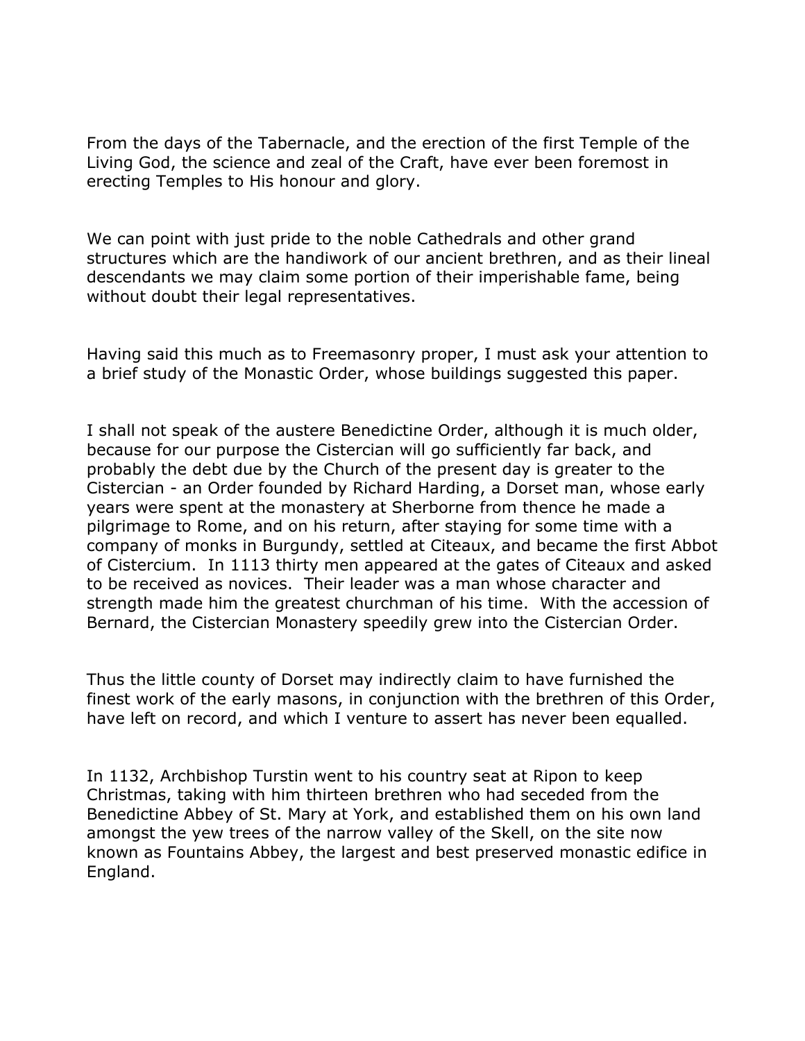From the days of the Tabernacle, and the erection of the first Temple of the Living God, the science and zeal of the Craft, have ever been foremost in erecting Temples to His honour and glory.

We can point with just pride to the noble Cathedrals and other grand structures which are the handiwork of our ancient brethren, and as their lineal descendants we may claim some portion of their imperishable fame, being without doubt their legal representatives.

Having said this much as to Freemasonry proper, I must ask your attention to a brief study of the Monastic Order, whose buildings suggested this paper.

I shall not speak of the austere Benedictine Order, although it is much older, because for our purpose the Cistercian will go sufficiently far back, and probably the debt due by the Church of the present day is greater to the Cistercian - an Order founded by Richard Harding, a Dorset man, whose early years were spent at the monastery at Sherborne from thence he made a pilgrimage to Rome, and on his return, after staying for some time with a company of monks in Burgundy, settled at Citeaux, and became the first Abbot of Cistercium. In 1113 thirty men appeared at the gates of Citeaux and asked to be received as novices. Their leader was a man whose character and strength made him the greatest churchman of his time. With the accession of Bernard, the Cistercian Monastery speedily grew into the Cistercian Order.

Thus the little county of Dorset may indirectly claim to have furnished the finest work of the early masons, in conjunction with the brethren of this Order, have left on record, and which I venture to assert has never been equalled.

In 1132, Archbishop Turstin went to his country seat at Ripon to keep Christmas, taking with him thirteen brethren who had seceded from the Benedictine Abbey of St. Mary at York, and established them on his own land amongst the yew trees of the narrow valley of the Skell, on the site now known as Fountains Abbey, the largest and best preserved monastic edifice in England.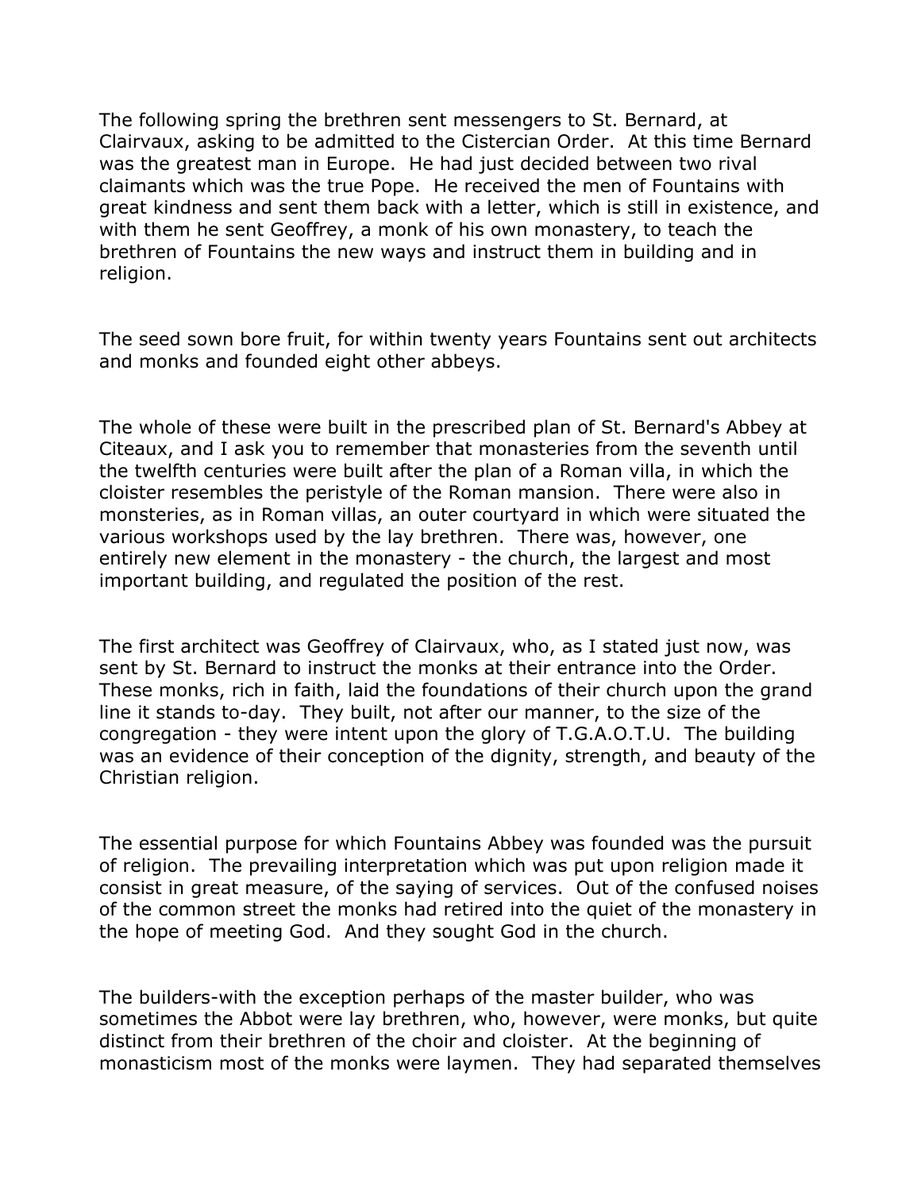The following spring the brethren sent messengers to St. Bernard, at Clairvaux, asking to be admitted to the Cistercian Order. At this time Bernard was the greatest man in Europe. He had just decided between two rival claimants which was the true Pope. He received the men of Fountains with great kindness and sent them back with a letter, which is still in existence, and with them he sent Geoffrey, a monk of his own monastery, to teach the brethren of Fountains the new ways and instruct them in building and in religion.

The seed sown bore fruit, for within twenty years Fountains sent out architects and monks and founded eight other abbeys.

The whole of these were built in the prescribed plan of St. Bernard's Abbey at Citeaux, and I ask you to remember that monasteries from the seventh until the twelfth centuries were built after the plan of a Roman villa, in which the cloister resembles the peristyle of the Roman mansion. There were also in monsteries, as in Roman villas, an outer courtyard in which were situated the various workshops used by the lay brethren. There was, however, one entirely new element in the monastery - the church, the largest and most important building, and regulated the position of the rest.

The first architect was Geoffrey of Clairvaux, who, as I stated just now, was sent by St. Bernard to instruct the monks at their entrance into the Order. These monks, rich in faith, laid the foundations of their church upon the grand line it stands to-day. They built, not after our manner, to the size of the congregation - they were intent upon the glory of T.G.A.O.T.U. The building was an evidence of their conception of the dignity, strength, and beauty of the Christian religion.

The essential purpose for which Fountains Abbey was founded was the pursuit of religion. The prevailing interpretation which was put upon religion made it consist in great measure, of the saying of services. Out of the confused noises of the common street the monks had retired into the quiet of the monastery in the hope of meeting God. And they sought God in the church.

The builders-with the exception perhaps of the master builder, who was sometimes the Abbot were lay brethren, who, however, were monks, but quite distinct from their brethren of the choir and cloister. At the beginning of monasticism most of the monks were laymen. They had separated themselves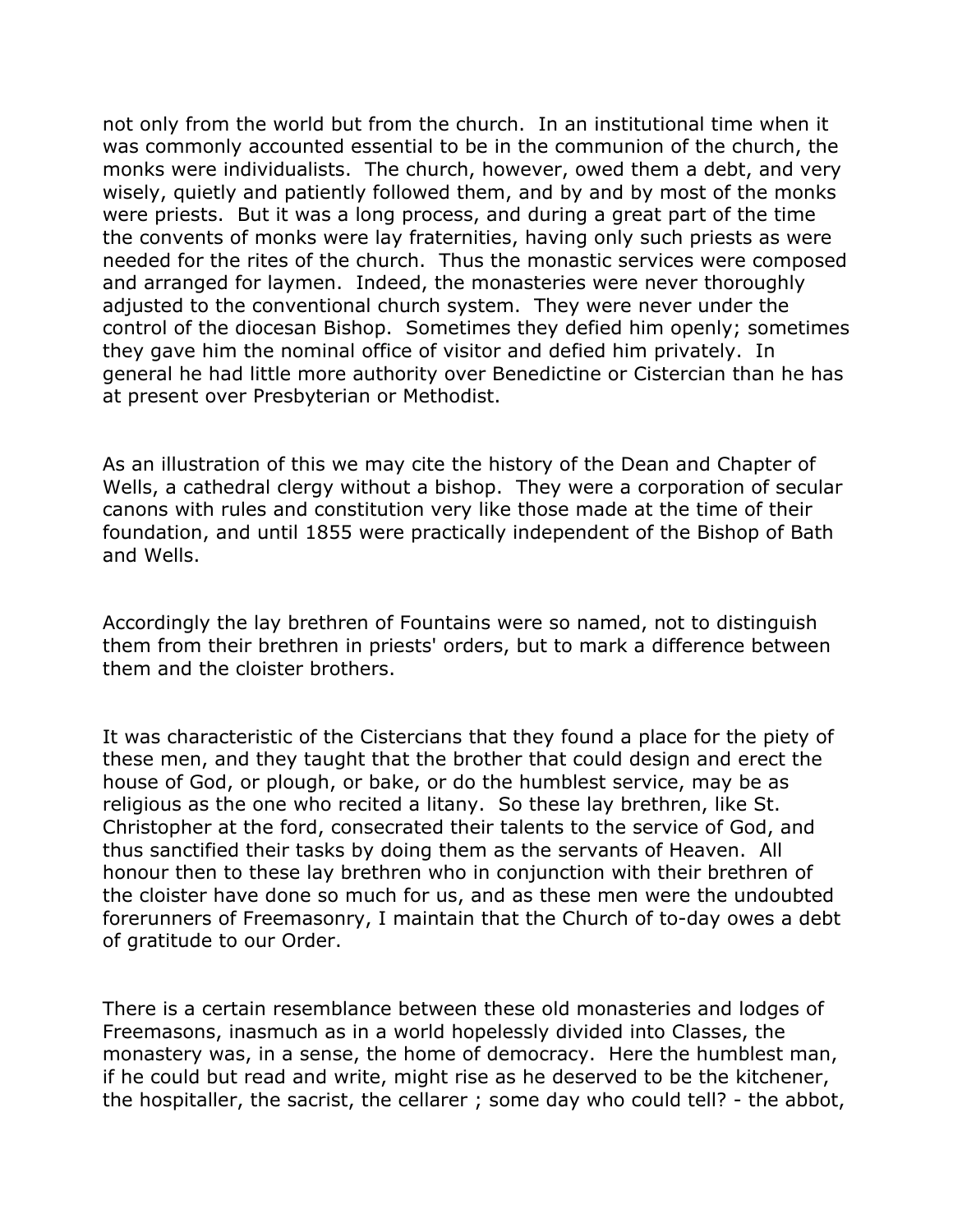not only from the world but from the church. In an institutional time when it was commonly accounted essential to be in the communion of the church, the monks were individualists. The church, however, owed them a debt, and very wisely, quietly and patiently followed them, and by and by most of the monks were priests. But it was a long process, and during a great part of the time the convents of monks were lay fraternities, having only such priests as were needed for the rites of the church. Thus the monastic services were composed and arranged for laymen. Indeed, the monasteries were never thoroughly adjusted to the conventional church system. They were never under the control of the diocesan Bishop. Sometimes they defied him openly; sometimes they gave him the nominal office of visitor and defied him privately. In general he had little more authority over Benedictine or Cistercian than he has at present over Presbyterian or Methodist.

As an illustration of this we may cite the history of the Dean and Chapter of Wells, a cathedral clergy without a bishop. They were a corporation of secular canons with rules and constitution very like those made at the time of their foundation, and until 1855 were practically independent of the Bishop of Bath and Wells.

Accordingly the lay brethren of Fountains were so named, not to distinguish them from their brethren in priests' orders, but to mark a difference between them and the cloister brothers.

It was characteristic of the Cistercians that they found a place for the piety of these men, and they taught that the brother that could design and erect the house of God, or plough, or bake, or do the humblest service, may be as religious as the one who recited a litany. So these lay brethren, like St. Christopher at the ford, consecrated their talents to the service of God, and thus sanctified their tasks by doing them as the servants of Heaven. All honour then to these lay brethren who in conjunction with their brethren of the cloister have done so much for us, and as these men were the undoubted forerunners of Freemasonry, I maintain that the Church of to-day owes a debt of gratitude to our Order.

There is a certain resemblance between these old monasteries and lodges of Freemasons, inasmuch as in a world hopelessly divided into Classes, the monastery was, in a sense, the home of democracy. Here the humblest man, if he could but read and write, might rise as he deserved to be the kitchener, the hospitaller, the sacrist, the cellarer ; some day who could tell? - the abbot,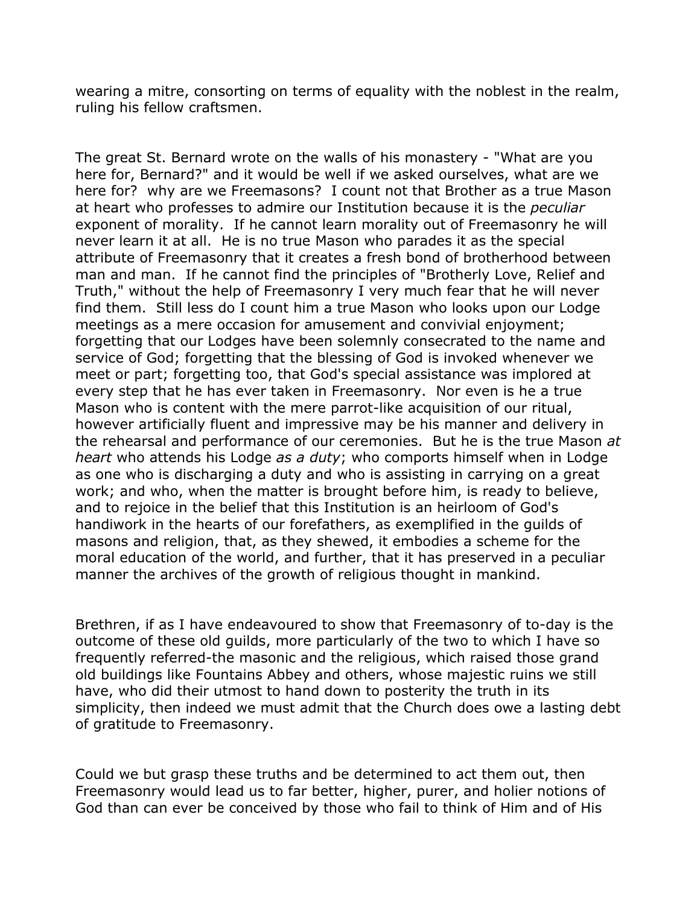wearing a mitre, consorting on terms of equality with the noblest in the realm, ruling his fellow craftsmen.

The great St. Bernard wrote on the walls of his monastery - "What are you here for, Bernard?" and it would be well if we asked ourselves, what are we here for? why are we Freemasons? I count not that Brother as a true Mason at heart who professes to admire our Institution because it is the *peculiar* exponent of morality. If he cannot learn morality out of Freemasonry he will never learn it at all. He is no true Mason who parades it as the special attribute of Freemasonry that it creates a fresh bond of brotherhood between man and man. If he cannot find the principles of "Brotherly Love, Relief and Truth," without the help of Freemasonry I very much fear that he will never find them. Still less do I count him a true Mason who looks upon our Lodge meetings as a mere occasion for amusement and convivial enjoyment; forgetting that our Lodges have been solemnly consecrated to the name and service of God; forgetting that the blessing of God is invoked whenever we meet or part; forgetting too, that God's special assistance was implored at every step that he has ever taken in Freemasonry. Nor even is he a true Mason who is content with the mere parrot-like acquisition of our ritual, however artificially fluent and impressive may be his manner and delivery in the rehearsal and performance of our ceremonies. But he is the true Mason *at heart* who attends his Lodge *as a duty*; who comports himself when in Lodge as one who is discharging a duty and who is assisting in carrying on a great work; and who, when the matter is brought before him, is ready to believe, and to rejoice in the belief that this Institution is an heirloom of God's handiwork in the hearts of our forefathers, as exemplified in the guilds of masons and religion, that, as they shewed, it embodies a scheme for the moral education of the world, and further, that it has preserved in a peculiar manner the archives of the growth of religious thought in mankind.

Brethren, if as I have endeavoured to show that Freemasonry of to-day is the outcome of these old guilds, more particularly of the two to which I have so frequently referred-the masonic and the religious, which raised those grand old buildings like Fountains Abbey and others, whose majestic ruins we still have, who did their utmost to hand down to posterity the truth in its simplicity, then indeed we must admit that the Church does owe a lasting debt of gratitude to Freemasonry.

Could we but grasp these truths and be determined to act them out, then Freemasonry would lead us to far better, higher, purer, and holier notions of God than can ever be conceived by those who fail to think of Him and of His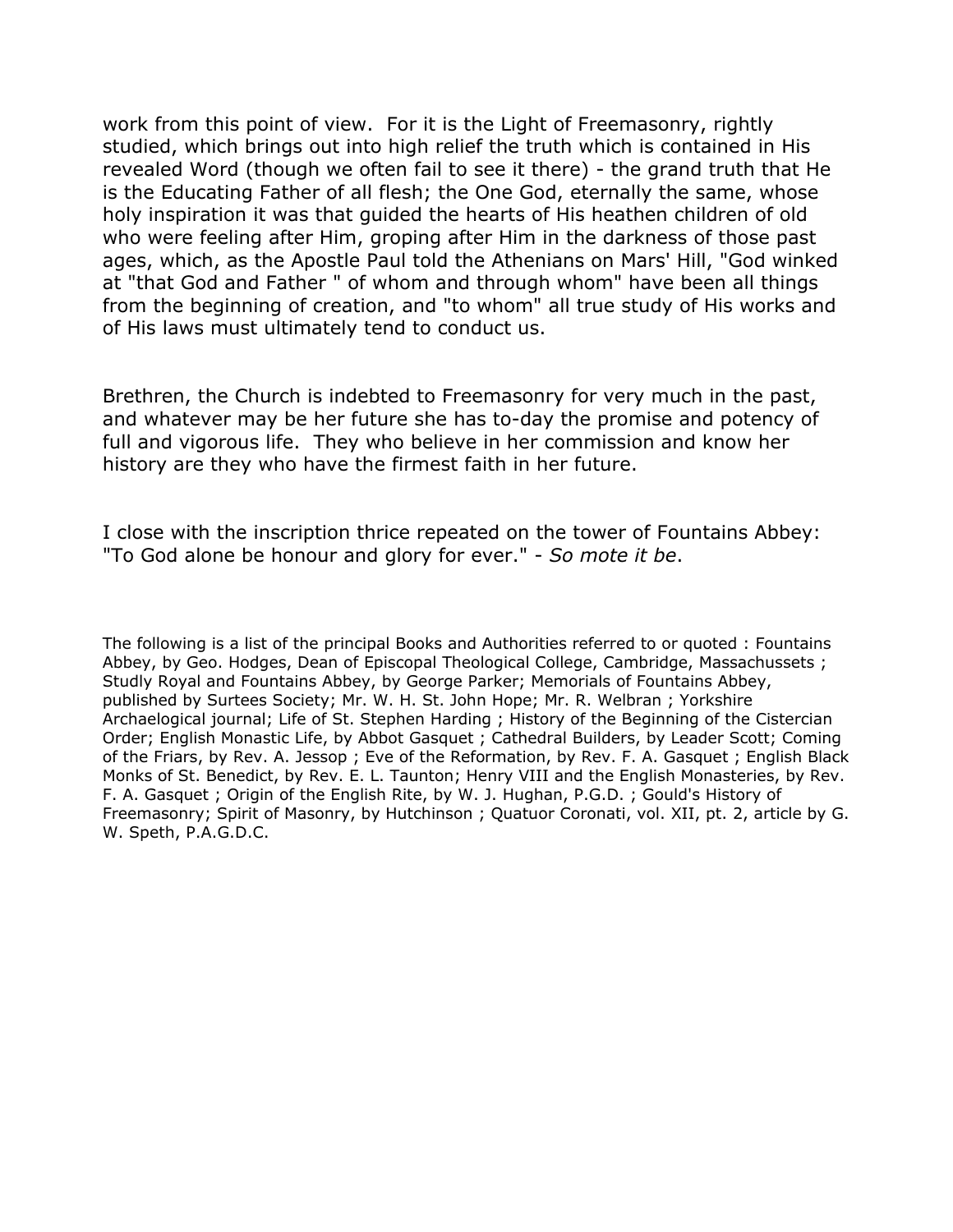work from this point of view. For it is the Light of Freemasonry, rightly studied, which brings out into high relief the truth which is contained in His revealed Word (though we often fail to see it there) - the grand truth that He is the Educating Father of all flesh; the One God, eternally the same, whose holy inspiration it was that guided the hearts of His heathen children of old who were feeling after Him, groping after Him in the darkness of those past ages, which, as the Apostle Paul told the Athenians on Mars' Hill, "God winked at "that God and Father " of whom and through whom" have been all things from the beginning of creation, and "to whom" all true study of His works and of His laws must ultimately tend to conduct us.

Brethren, the Church is indebted to Freemasonry for very much in the past, and whatever may be her future she has to-day the promise and potency of full and vigorous life. They who believe in her commission and know her history are they who have the firmest faith in her future.

I close with the inscription thrice repeated on the tower of Fountains Abbey: "To God alone be honour and glory for ever." - *So mote it be*.

The following is a list of the principal Books and Authorities referred to or quoted : Fountains Abbey, by Geo. Hodges, Dean of Episcopal Theological College, Cambridge, Massachussets ; Studly Royal and Fountains Abbey, by George Parker; Memorials of Fountains Abbey, published by Surtees Society; Mr. W. H. St. John Hope; Mr. R. Welbran ; Yorkshire Archaelogical journal; Life of St. Stephen Harding ; History of the Beginning of the Cistercian Order; English Monastic Life, by Abbot Gasquet ; Cathedral Builders, by Leader Scott; Coming of the Friars, by Rev. A. Jessop ; Eve of the Reformation, by Rev. F. A. Gasquet ; English Black Monks of St. Benedict, by Rev. E. L. Taunton; Henry VIII and the English Monasteries, by Rev. F. A. Gasquet ; Origin of the English Rite, by W. J. Hughan, P.G.D. ; Gould's History of Freemasonry; Spirit of Masonry, by Hutchinson ; Quatuor Coronati, vol. XII, pt. 2, article by G. W. Speth, P.A.G.D.C.